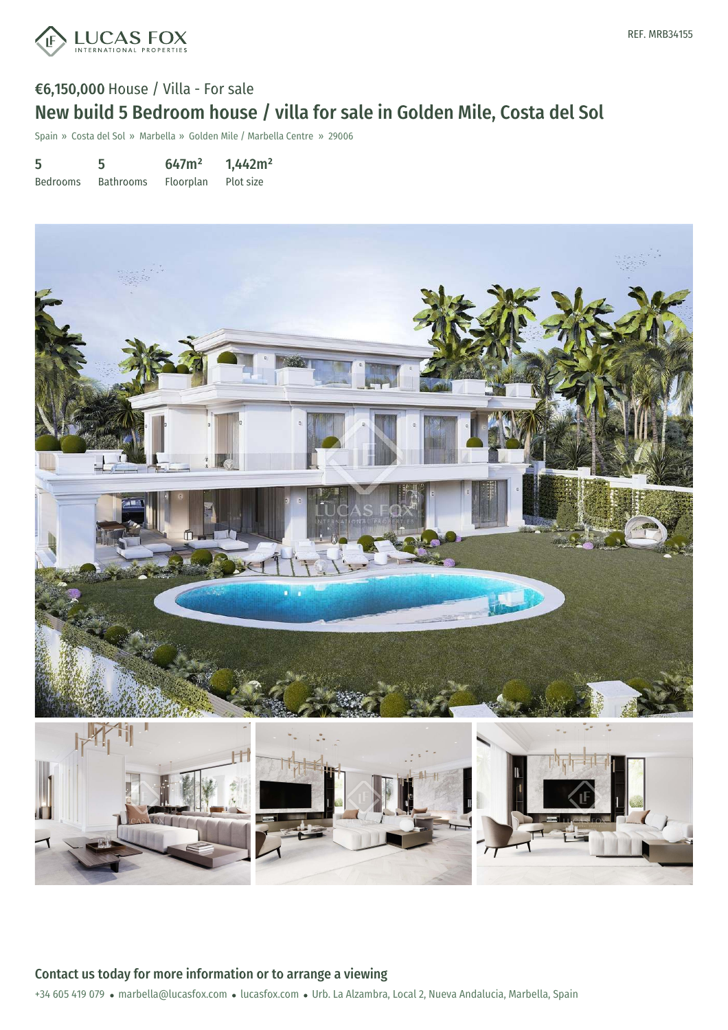LUCAS FOX
INTERNATIONAL PROPERTIES

REF. MRB34155

**€6,150,000** House / Villa - For sale

## New build 5 Bedroom house / villa for sale in Golden Mile, Costa del Sol

Spain » Costa del Sol » Marbella » Golden Mile / Marbella Centre » 29006

| 5 | 5 | 647m² | 1,442m² |
|---|---|---|---|
| Bedrooms | Bathrooms | Floorplan | Plot size |

### Contact us today for more information or to arrange a viewing

+34 605 419 079 • marbella@lucasfox.com • lucasfox.com • Urb. La Alzambra, Local 2, Nueva Andalucia, Marbella, Spain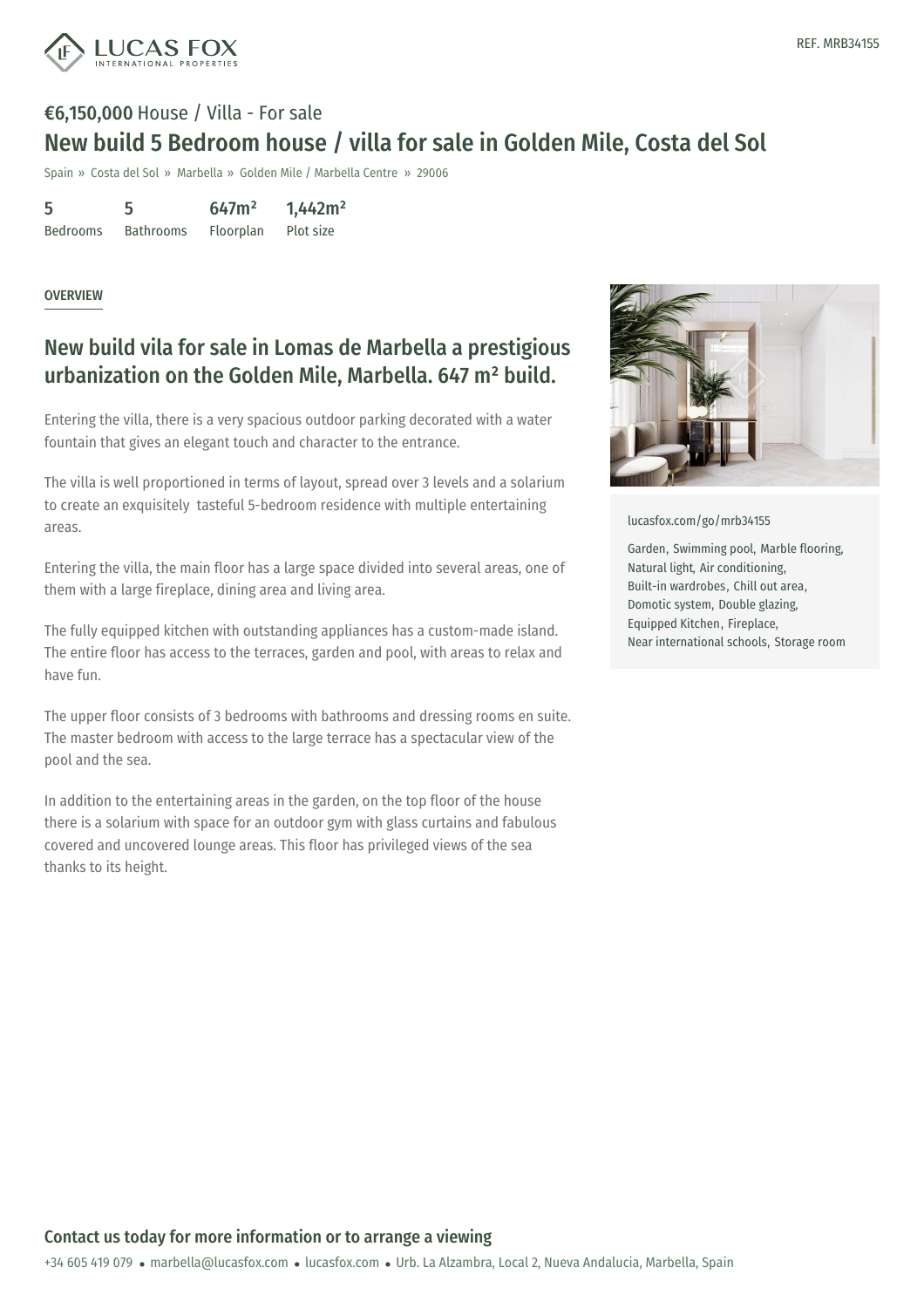**€6,150,000** House / Villa - For sale

# New build 5 Bedroom house / villa for sale in Golden Mile, Costa del Sol

Spain » Costa del Sol » Marbella » Golden Mile / Marbella Centre » 29006

| 5 | 5 | 647m² | 1,442m² |
|---|---|---|---|
| Bedrooms | Bathrooms | Floorplan | Plot size |

REF. MRB34155

## OVERVIEW

## New build vila for sale in Lomas de Marbella a prestigious urbanization on the Golden Mile, Marbella. 647 m² build.

Entering the villa, there is a very spacious outdoor parking decorated with a water fountain that gives an elegant touch and character to the entrance.

The villa is well proportioned in terms of layout, spread over 3 levels and a solarium to create an exquisitely tasteful 5-bedroom residence with multiple entertaining areas.

Entering the villa, the main floor has a large space divided into several areas, one of them with a large fireplace, dining area and living area.

The fully equipped kitchen with outstanding appliances has a custom-made island. The entire floor has access to the terraces, garden and pool, with areas to relax and have fun.

The upper floor consists of 3 bedrooms with bathrooms and dressing rooms en suite. The master bedroom with access to the large terrace has a spectacular view of the pool and the sea.

In addition to the entertaining areas in the garden, on the top floor of the house there is a solarium with space for an outdoor gym with glass curtains and fabulous covered and uncovered lounge areas. This floor has privileged views of the sea thanks to its height.

lucasfox.com/go/mrb34155

Garden, Swimming pool, Marble flooring, Natural light, Air conditioning, Built-in wardrobes, Chill out area, Domotic system, Double glazing, Equipped Kitchen, Fireplace, Near international schools, Storage room

**Contact us today for more information or to arrange a viewing**

+34 605 419 079 • marbella@lucasfox.com • lucasfox.com • Urb. La Alzambra, Local 2, Nueva Andalucia, Marbella, Spain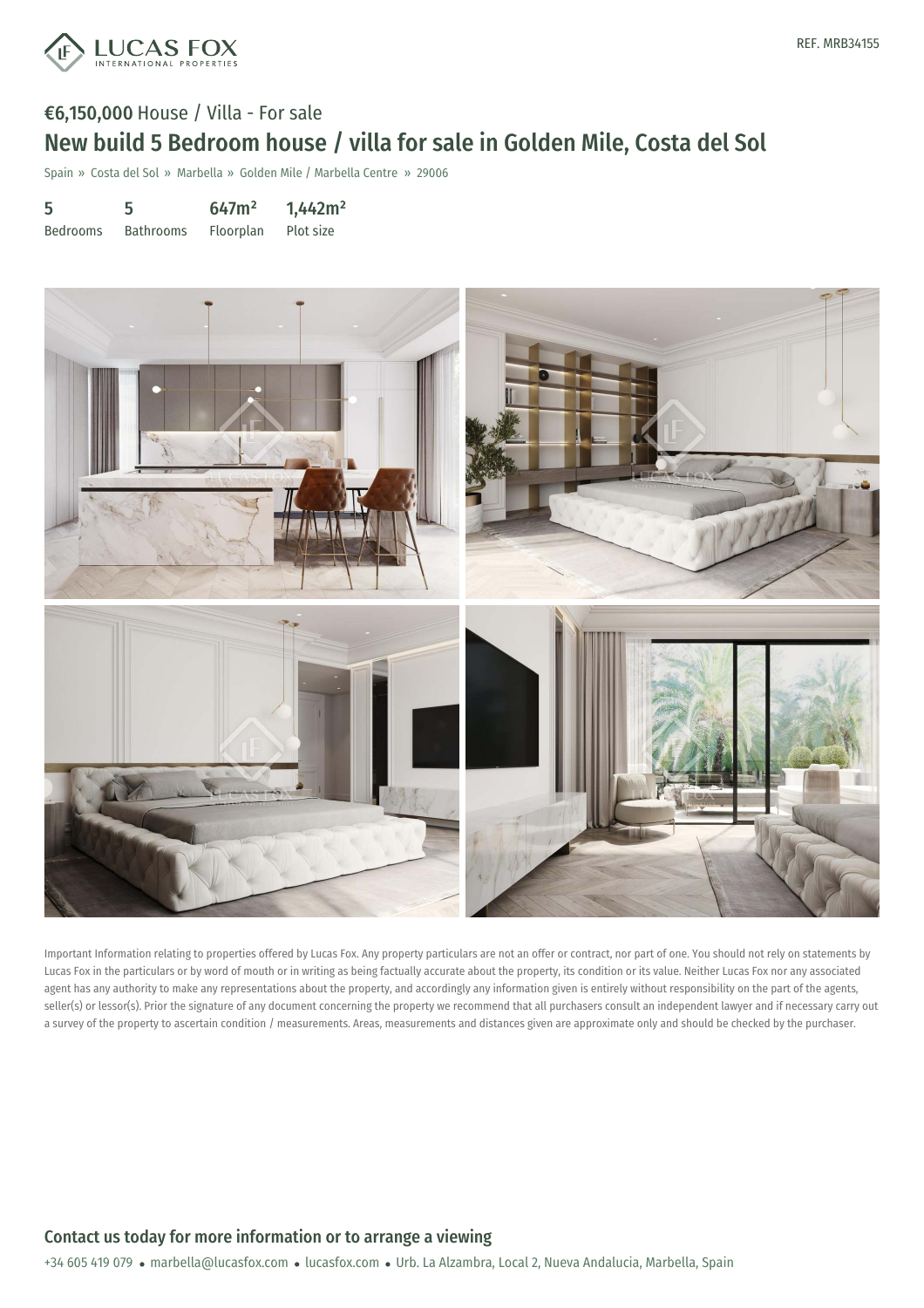REF. MRB34155

**€6,150,000** House / Villa - For sale

# New build 5 Bedroom house / villa for sale in Golden Mile, Costa del Sol

Spain » Costa del Sol » Marbella » Golden Mile / Marbella Centre » 29006

| 5 | 5 | 647m² | 1,442m² |
| --- | --- | --- | --- |
| Bedrooms | Bathrooms | Floorplan | Plot size |

Important Information relating to properties offered by Lucas Fox. Any property particulars are not an offer or contract, nor part of one. You should not rely on statements by Lucas Fox in the particulars or by word of mouth or in writing as being factually accurate about the property, its condition or its value. Neither Lucas Fox nor any associated agent has any authority to make any representations about the property, and accordingly any information given is entirely without responsibility on the part of the agents, seller(s) or lessor(s). Prior the signature of any document concerning the property we recommend that all purchasers consult an independent lawyer and if necessary carry out a survey of the property to ascertain condition / measurements. Areas, measurements and distances given are approximate only and should be checked by the purchaser.

## Contact us today for more information or to arrange a viewing

+34 605 419 079 • marbella@lucasfox.com • lucasfox.com • Urb. La Alzambra, Local 2, Nueva Andalucia, Marbella, Spain